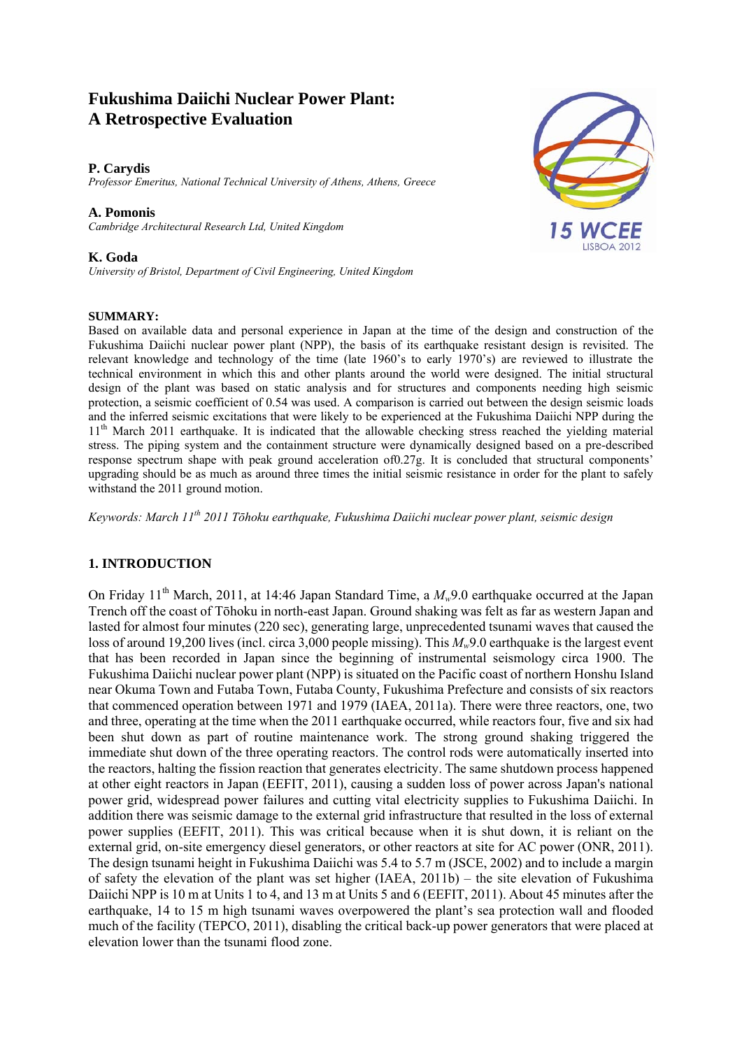# Fukushima Daiichi Nuclear Power Plant: A Retrospective Evaluation

**P. Carydis**
*Professor Emeritus, National Technical University of Athens, Athens, Greece*

**A. Pomonis**
*Cambridge Architectural Research Ltd, United Kingdom*

**K. Goda**
*University of Bristol, Department of Civil Engineering, United Kingdom*

15 WCEE
LISBOA 2012

**SUMMARY:**
Based on available data and personal experience in Japan at the time of the design and construction of the Fukushima Daiichi nuclear power plant (NPP), the basis of its earthquake resistant design is revisited. The relevant knowledge and technology of the time (late 1960's to early 1970's) are reviewed to illustrate the technical environment in which this and other plants around the world were designed. The initial structural design of the plant was based on static analysis and for structures and components needing high seismic protection, a seismic coefficient of 0.54 was used. A comparison is carried out between the design seismic loads and the inferred seismic excitations that were likely to be experienced at the Fukushima Daiichi NPP during the 11th March 2011 earthquake. It is indicated that the allowable checking stress reached the yielding material stress. The piping system and the containment structure were dynamically designed based on a pre-described response spectrum shape with peak ground acceleration of0.27g. It is concluded that structural components' upgrading should be as much as around three times the initial seismic resistance in order for the plant to safely withstand the 2011 ground motion.

*Keywords: March 11th 2011 Tōhoku earthquake, Fukushima Daiichi nuclear power plant, seismic design*

## 1. INTRODUCTION

On Friday 11th March, 2011, at 14:46 Japan Standard Time, a $M_w$9.0 earthquake occurred at the Japan Trench off the coast of Tōhoku in north-east Japan. Ground shaking was felt as far as western Japan and lasted for almost four minutes (220 sec), generating large, unprecedented tsunami waves that caused the loss of around 19,200 lives (incl. circa 3,000 people missing). This $M_w$9.0 earthquake is the largest event that has been recorded in Japan since the beginning of instrumental seismology circa 1900. The Fukushima Daiichi nuclear power plant (NPP) is situated on the Pacific coast of northern Honshu Island near Okuma Town and Futaba Town, Futaba County, Fukushima Prefecture and consists of six reactors that commenced operation between 1971 and 1979 (IAEA, 2011a). There were three reactors, one, two and three, operating at the time when the 2011 earthquake occurred, while reactors four, five and six had been shut down as part of routine maintenance work. The strong ground shaking triggered the immediate shut down of the three operating reactors. The control rods were automatically inserted into the reactors, halting the fission reaction that generates electricity. The same shutdown process happened at other eight reactors in Japan (EEFIT, 2011), causing a sudden loss of power across Japan's national power grid, widespread power failures and cutting vital electricity supplies to Fukushima Daiichi. In addition there was seismic damage to the external grid infrastructure that resulted in the loss of external power supplies (EEFIT, 2011). This was critical because when it is shut down, it is reliant on the external grid, on-site emergency diesel generators, or other reactors at site for AC power (ONR, 2011). The design tsunami height in Fukushima Daiichi was 5.4 to 5.7 m (JSCE, 2002) and to include a margin of safety the elevation of the plant was set higher (IAEA, 2011b) – the site elevation of Fukushima Daiichi NPP is 10 m at Units 1 to 4, and 13 m at Units 5 and 6 (EEFIT, 2011). About 45 minutes after the earthquake, 14 to 15 m high tsunami waves overpowered the plant's sea protection wall and flooded much of the facility (TEPCO, 2011), disabling the critical back-up power generators that were placed at elevation lower than the tsunami flood zone.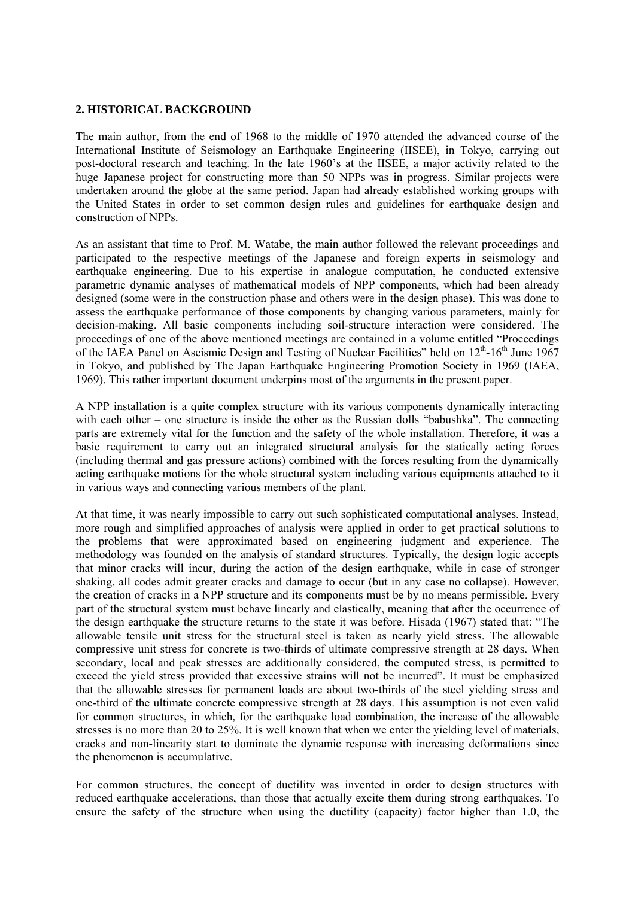## 2. HISTORICAL BACKGROUND

The main author, from the end of 1968 to the middle of 1970 attended the advanced course of the International Institute of Seismology an Earthquake Engineering (IISEE), in Tokyo, carrying out post-doctoral research and teaching. In the late 1960's at the IISEE, a major activity related to the huge Japanese project for constructing more than 50 NPPs was in progress. Similar projects were undertaken around the globe at the same period. Japan had already established working groups with the United States in order to set common design rules and guidelines for earthquake design and construction of NPPs.

As an assistant that time to Prof. M. Watabe, the main author followed the relevant proceedings and participated to the respective meetings of the Japanese and foreign experts in seismology and earthquake engineering. Due to his expertise in analogue computation, he conducted extensive parametric dynamic analyses of mathematical models of NPP components, which had been already designed (some were in the construction phase and others were in the design phase). This was done to assess the earthquake performance of those components by changing various parameters, mainly for decision-making. All basic components including soil-structure interaction were considered. The proceedings of one of the above mentioned meetings are contained in a volume entitled "Proceedings of the IAEA Panel on Aseismic Design and Testing of Nuclear Facilities" held on 12th-16th June 1967 in Tokyo, and published by The Japan Earthquake Engineering Promotion Society in 1969 (IAEA, 1969). This rather important document underpins most of the arguments in the present paper.

A NPP installation is a quite complex structure with its various components dynamically interacting with each other – one structure is inside the other as the Russian dolls "babushka". The connecting parts are extremely vital for the function and the safety of the whole installation. Therefore, it was a basic requirement to carry out an integrated structural analysis for the statically acting forces (including thermal and gas pressure actions) combined with the forces resulting from the dynamically acting earthquake motions for the whole structural system including various equipments attached to it in various ways and connecting various members of the plant.

At that time, it was nearly impossible to carry out such sophisticated computational analyses. Instead, more rough and simplified approaches of analysis were applied in order to get practical solutions to the problems that were approximated based on engineering judgment and experience. The methodology was founded on the analysis of standard structures. Typically, the design logic accepts that minor cracks will incur, during the action of the design earthquake, while in case of stronger shaking, all codes admit greater cracks and damage to occur (but in any case no collapse). However, the creation of cracks in a NPP structure and its components must be by no means permissible. Every part of the structural system must behave linearly and elastically, meaning that after the occurrence of the design earthquake the structure returns to the state it was before. Hisada (1967) stated that: "The allowable tensile unit stress for the structural steel is taken as nearly yield stress. The allowable compressive unit stress for concrete is two-thirds of ultimate compressive strength at 28 days. When secondary, local and peak stresses are additionally considered, the computed stress, is permitted to exceed the yield stress provided that excessive strains will not be incurred". It must be emphasized that the allowable stresses for permanent loads are about two-thirds of the steel yielding stress and one-third of the ultimate concrete compressive strength at 28 days. This assumption is not even valid for common structures, in which, for the earthquake load combination, the increase of the allowable stresses is no more than 20 to 25%. It is well known that when we enter the yielding level of materials, cracks and non-linearity start to dominate the dynamic response with increasing deformations since the phenomenon is accumulative.

For common structures, the concept of ductility was invented in order to design structures with reduced earthquake accelerations, than those that actually excite them during strong earthquakes. To ensure the safety of the structure when using the ductility (capacity) factor higher than 1.0, the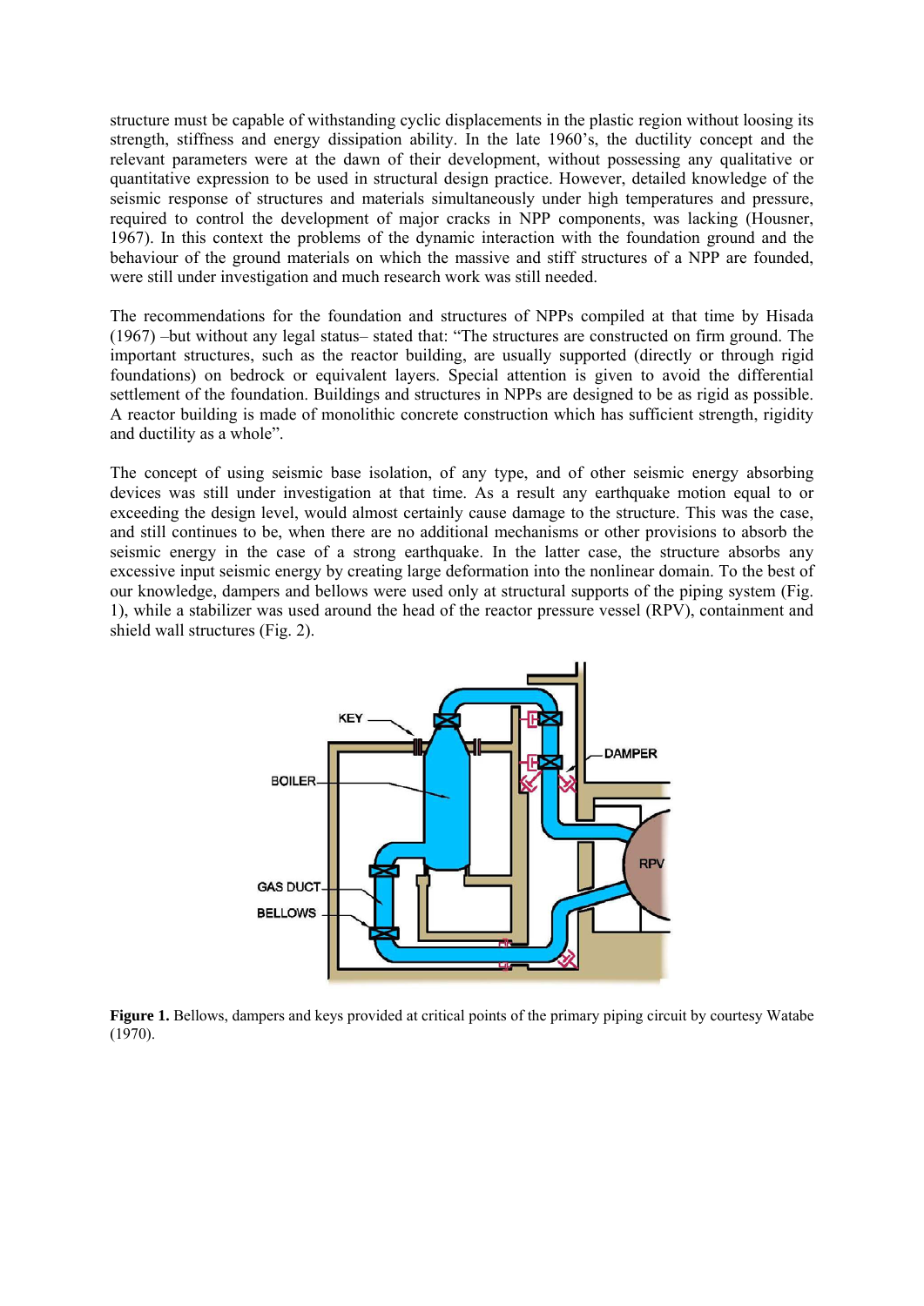structure must be capable of withstanding cyclic displacements in the plastic region without loosing its strength, stiffness and energy dissipation ability. In the late 1960's, the ductility concept and the relevant parameters were at the dawn of their development, without possessing any qualitative or quantitative expression to be used in structural design practice. However, detailed knowledge of the seismic response of structures and materials simultaneously under high temperatures and pressure, required to control the development of major cracks in NPP components, was lacking (Housner, 1967). In this context the problems of the dynamic interaction with the foundation ground and the behaviour of the ground materials on which the massive and stiff structures of a NPP are founded, were still under investigation and much research work was still needed.

The recommendations for the foundation and structures of NPPs compiled at that time by Hisada (1967) –but without any legal status– stated that: "The structures are constructed on firm ground. The important structures, such as the reactor building, are usually supported (directly or through rigid foundations) on bedrock or equivalent layers. Special attention is given to avoid the differential settlement of the foundation. Buildings and structures in NPPs are designed to be as rigid as possible. A reactor building is made of monolithic concrete construction which has sufficient strength, rigidity and ductility as a whole".

The concept of using seismic base isolation, of any type, and of other seismic energy absorbing devices was still under investigation at that time. As a result any earthquake motion equal to or exceeding the design level, would almost certainly cause damage to the structure. This was the case, and still continues to be, when there are no additional mechanisms or other provisions to absorb the seismic energy in the case of a strong earthquake. In the latter case, the structure absorbs any excessive input seismic energy by creating large deformation into the nonlinear domain. To the best of our knowledge, dampers and bellows were used only at structural supports of the piping system (Fig. 1), while a stabilizer was used around the head of the reactor pressure vessel (RPV), containment and shield wall structures (Fig. 2).

**Figure 1.** Bellows, dampers and keys provided at critical points of the primary piping circuit by courtesy Watabe (1970).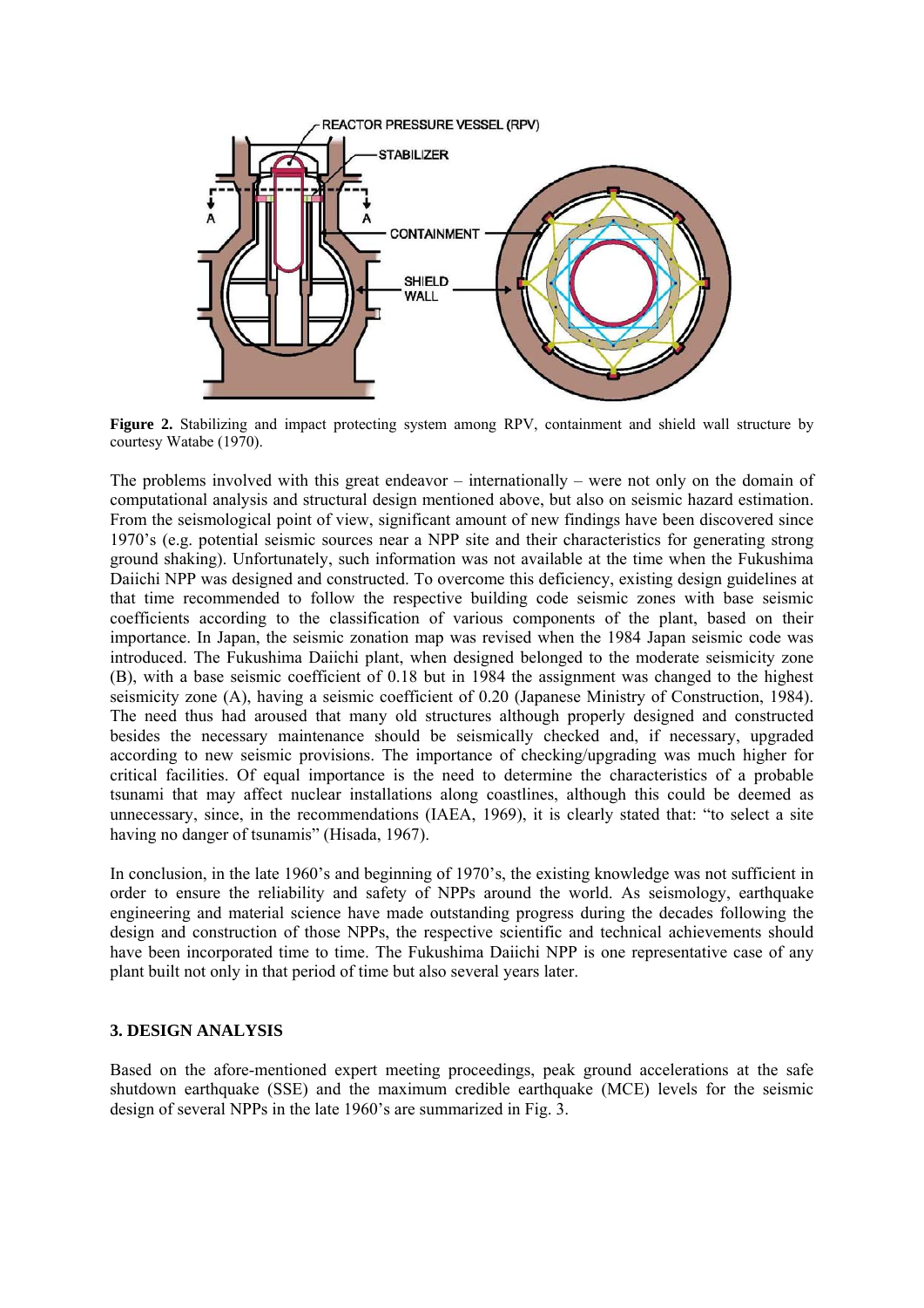**Figure 2.** Stabilizing and impact protecting system among RPV, containment and shield wall structure by courtesy Watabe (1970).

The problems involved with this great endeavor – internationally – were not only on the domain of computational analysis and structural design mentioned above, but also on seismic hazard estimation. From the seismological point of view, significant amount of new findings have been discovered since 1970's (e.g. potential seismic sources near a NPP site and their characteristics for generating strong ground shaking). Unfortunately, such information was not available at the time when the Fukushima Daiichi NPP was designed and constructed. To overcome this deficiency, existing design guidelines at that time recommended to follow the respective building code seismic zones with base seismic coefficients according to the classification of various components of the plant, based on their importance. In Japan, the seismic zonation map was revised when the 1984 Japan seismic code was introduced. The Fukushima Daiichi plant, when designed belonged to the moderate seismicity zone (B), with a base seismic coefficient of 0.18 but in 1984 the assignment was changed to the highest seismicity zone (A), having a seismic coefficient of 0.20 (Japanese Ministry of Construction, 1984). The need thus had aroused that many old structures although properly designed and constructed besides the necessary maintenance should be seismically checked and, if necessary, upgraded according to new seismic provisions. The importance of checking/upgrading was much higher for critical facilities. Of equal importance is the need to determine the characteristics of a probable tsunami that may affect nuclear installations along coastlines, although this could be deemed as unnecessary, since, in the recommendations (IAEA, 1969), it is clearly stated that: "to select a site having no danger of tsunamis" (Hisada, 1967).

In conclusion, in the late 1960's and beginning of 1970's, the existing knowledge was not sufficient in order to ensure the reliability and safety of NPPs around the world. As seismology, earthquake engineering and material science have made outstanding progress during the decades following the design and construction of those NPPs, the respective scientific and technical achievements should have been incorporated time to time. The Fukushima Daiichi NPP is one representative case of any plant built not only in that period of time but also several years later.

## 3. DESIGN ANALYSIS

Based on the afore-mentioned expert meeting proceedings, peak ground accelerations at the safe shutdown earthquake (SSE) and the maximum credible earthquake (MCE) levels for the seismic design of several NPPs in the late 1960's are summarized in Fig. 3.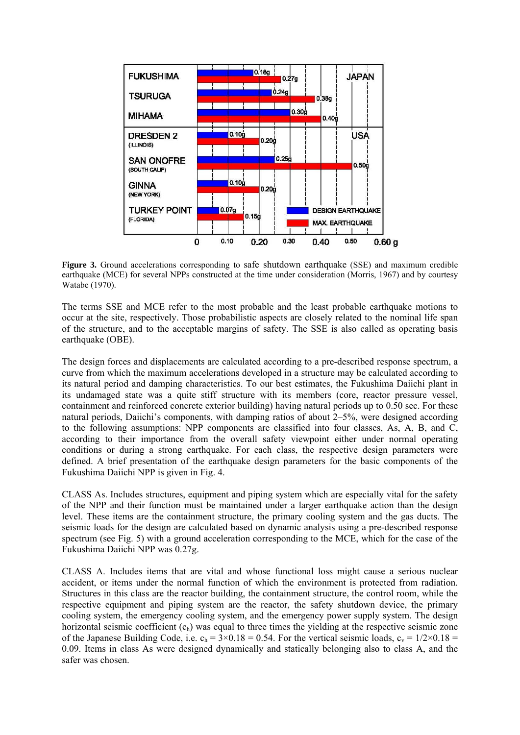**Figure 3.** Ground accelerations corresponding to safe shutdown earthquake (SSE) and maximum credible earthquake (MCE) for several NPPs constructed at the time under consideration (Morris, 1967) and by courtesy Watabe (1970).

The terms SSE and MCE refer to the most probable and the least probable earthquake motions to occur at the site, respectively. Those probabilistic aspects are closely related to the nominal life span of the structure, and to the acceptable margins of safety. The SSE is also called as operating basis earthquake (OBE).

The design forces and displacements are calculated according to a pre-described response spectrum, a curve from which the maximum accelerations developed in a structure may be calculated according to its natural period and damping characteristics. To our best estimates, the Fukushima Daiichi plant in its undamaged state was a quite stiff structure with its members (core, reactor pressure vessel, containment and reinforced concrete exterior building) having natural periods up to 0.50 sec. For these natural periods, Daiichi's components, with damping ratios of about 2–5%, were designed according to the following assumptions: NPP components are classified into four classes, As, A, B, and C, according to their importance from the overall safety viewpoint either under normal operating conditions or during a strong earthquake. For each class, the respective design parameters were defined. A brief presentation of the earthquake design parameters for the basic components of the Fukushima Daiichi NPP is given in Fig. 4.

CLASS As. Includes structures, equipment and piping system which are especially vital for the safety of the NPP and their function must be maintained under a larger earthquake action than the design level. These items are the containment structure, the primary cooling system and the gas ducts. The seismic loads for the design are calculated based on dynamic analysis using a pre-described response spectrum (see Fig. 5) with a ground acceleration corresponding to the MCE, which for the case of the Fukushima Daiichi NPP was 0.27g.

CLASS A. Includes items that are vital and whose functional loss might cause a serious nuclear accident, or items under the normal function of which the environment is protected from radiation. Structures in this class are the reactor building, the containment structure, the control room, while the respective equipment and piping system are the reactor, the safety shutdown device, the primary cooling system, the emergency cooling system, and the emergency power supply system. The design horizontal seismic coefficient ($c_h$) was equal to three times the yielding at the respective seismic zone of the Japanese Building Code, i.e. $c_h = 3\times0.18 = 0.54$. For the vertical seismic loads, $c_v = 1/2\times0.18 = 0.09$. Items in class As were designed dynamically and statically belonging also to class A, and the safer was chosen.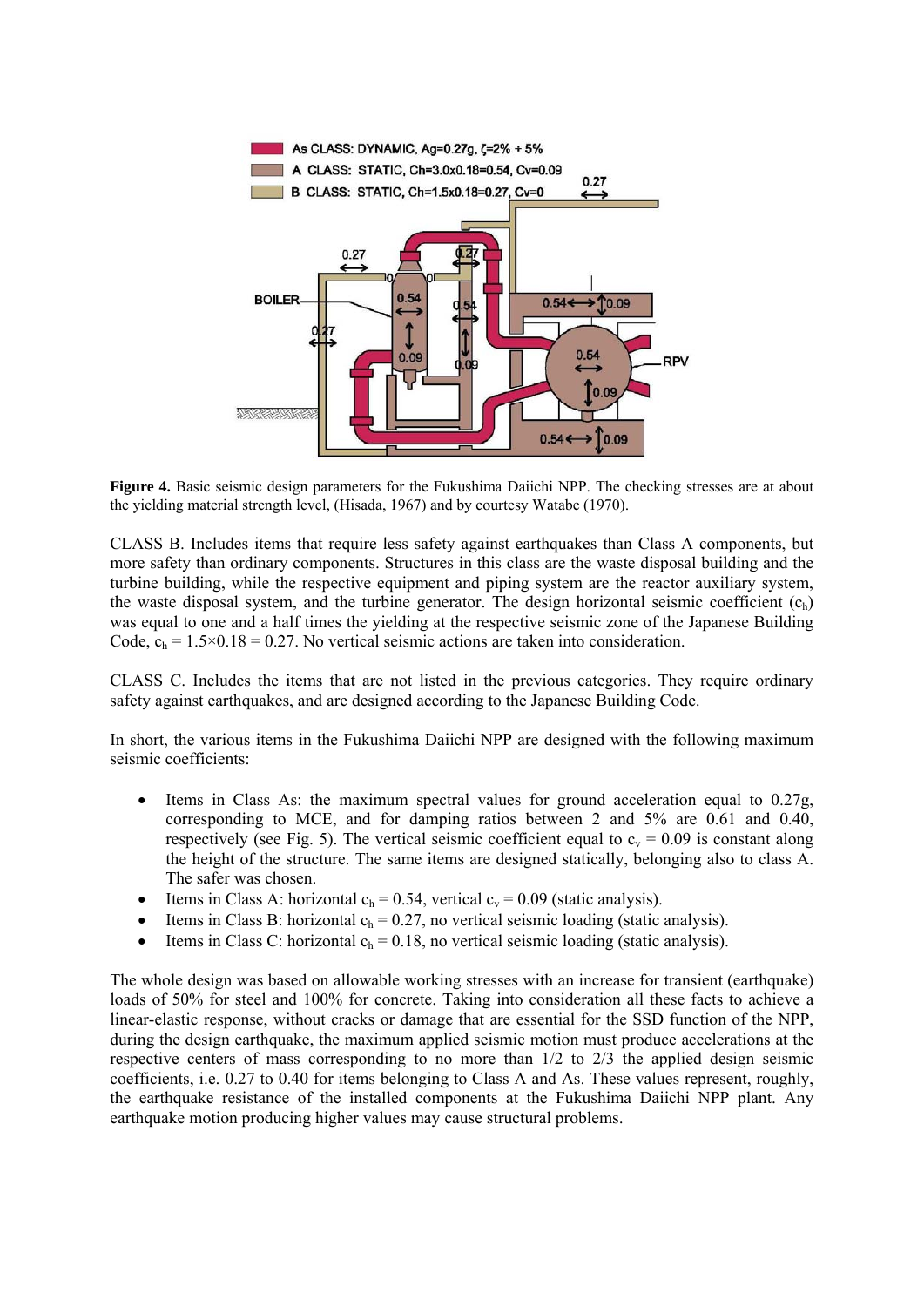**Figure 4.** Basic seismic design parameters for the Fukushima Daiichi NPP. The checking stresses are at about the yielding material strength level, (Hisada, 1967) and by courtesy Watabe (1970).

CLASS B. Includes items that require less safety against earthquakes than Class A components, but more safety than ordinary components. Structures in this class are the waste disposal building and the turbine building, while the respective equipment and piping system are the reactor auxiliary system, the waste disposal system, and the turbine generator. The design horizontal seismic coefficient ($c_h$) was equal to one and a half times the yielding at the respective seismic zone of the Japanese Building Code, $c_h = 1.5\times0.18 = 0.27$. No vertical seismic actions are taken into consideration.

CLASS C. Includes the items that are not listed in the previous categories. They require ordinary safety against earthquakes, and are designed according to the Japanese Building Code.

In short, the various items in the Fukushima Daiichi NPP are designed with the following maximum seismic coefficients:

- Items in Class As: the maximum spectral values for ground acceleration equal to 0.27g, corresponding to MCE, and for damping ratios between 2 and 5% are 0.61 and 0.40, respectively (see Fig. 5). The vertical seismic coefficient equal to $c_v = 0.09$ is constant along the height of the structure. The same items are designed statically, belonging also to class A. The safer was chosen.
- Items in Class A: horizontal $c_h = 0.54$, vertical $c_v = 0.09$ (static analysis).
- Items in Class B: horizontal $c_h = 0.27$, no vertical seismic loading (static analysis).
- Items in Class C: horizontal $c_h = 0.18$, no vertical seismic loading (static analysis).

The whole design was based on allowable working stresses with an increase for transient (earthquake) loads of 50% for steel and 100% for concrete. Taking into consideration all these facts to achieve a linear-elastic response, without cracks or damage that are essential for the SSD function of the NPP, during the design earthquake, the maximum applied seismic motion must produce accelerations at the respective centers of mass corresponding to no more than 1/2 to 2/3 the applied design seismic coefficients, i.e. 0.27 to 0.40 for items belonging to Class A and As. These values represent, roughly, the earthquake resistance of the installed components at the Fukushima Daiichi NPP plant. Any earthquake motion producing higher values may cause structural problems.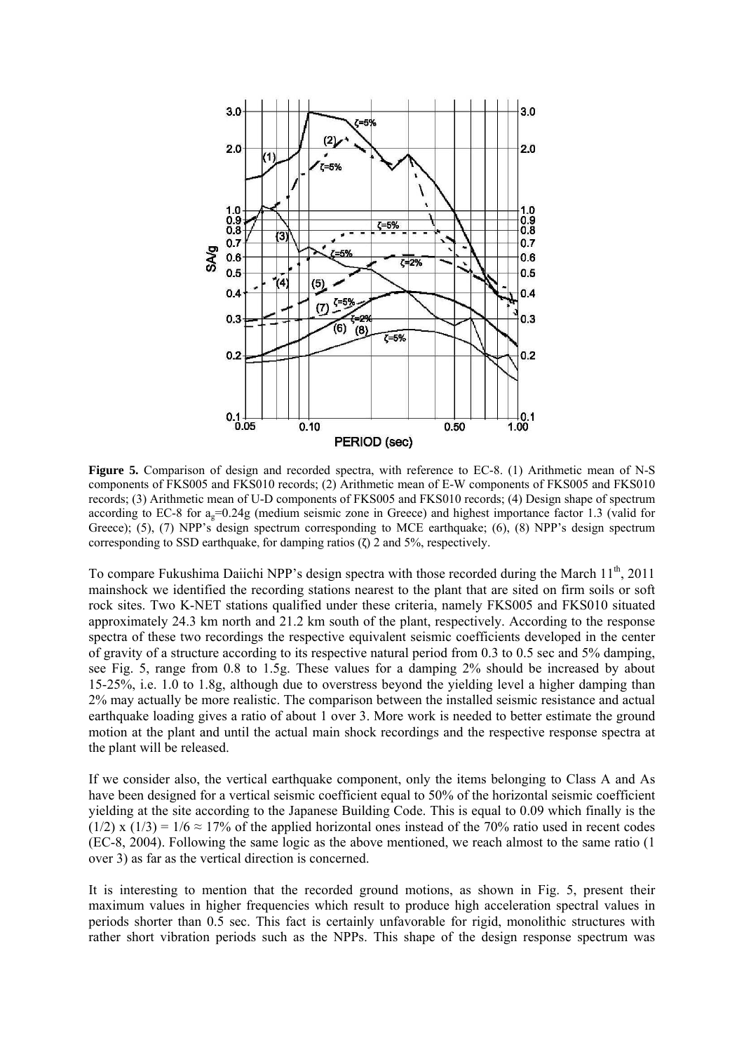**Figure 5.** Comparison of design and recorded spectra, with reference to EC-8. (1) Arithmetic mean of N-S components of FKS005 and FKS010 records; (2) Arithmetic mean of E-W components of FKS005 and FKS010 records; (3) Arithmetic mean of U-D components of FKS005 and FKS010 records; (4) Design shape of spectrum according to EC-8 for $a_g$=0.24g (medium seismic zone in Greece) and highest importance factor 1.3 (valid for Greece); (5), (7) NPP's design spectrum corresponding to MCE earthquake; (6), (8) NPP's design spectrum corresponding to SSD earthquake, for damping ratios (ζ) 2 and 5%, respectively.

To compare Fukushima Daiichi NPP's design spectra with those recorded during the March 11th, 2011 mainshock we identified the recording stations nearest to the plant that are sited on firm soils or soft rock sites. Two K-NET stations qualified under these criteria, namely FKS005 and FKS010 situated approximately 24.3 km north and 21.2 km south of the plant, respectively. According to the response spectra of these two recordings the respective equivalent seismic coefficients developed in the center of gravity of a structure according to its respective natural period from 0.3 to 0.5 sec and 5% damping, see Fig. 5, range from 0.8 to 1.5g. These values for a damping 2% should be increased by about 15-25%, i.e. 1.0 to 1.8g, although due to overstress beyond the yielding level a higher damping than 2% may actually be more realistic. The comparison between the installed seismic resistance and actual earthquake loading gives a ratio of about 1 over 3. More work is needed to better estimate the ground motion at the plant and until the actual main shock recordings and the respective response spectra at the plant will be released.

If we consider also, the vertical earthquake component, only the items belonging to Class A and As have been designed for a vertical seismic coefficient equal to 50% of the horizontal seismic coefficient yielding at the site according to the Japanese Building Code. This is equal to 0.09 which finally is the $(1/2) \times (1/3) = 1/6 \approx 17\%$ of the applied horizontal ones instead of the 70% ratio used in recent codes (EC-8, 2004). Following the same logic as the above mentioned, we reach almost to the same ratio (1 over 3) as far as the vertical direction is concerned.

It is interesting to mention that the recorded ground motions, as shown in Fig. 5, present their maximum values in higher frequencies which result to produce high acceleration spectral values in periods shorter than 0.5 sec. This fact is certainly unfavorable for rigid, monolithic structures with rather short vibration periods such as the NPPs. This shape of the design response spectrum was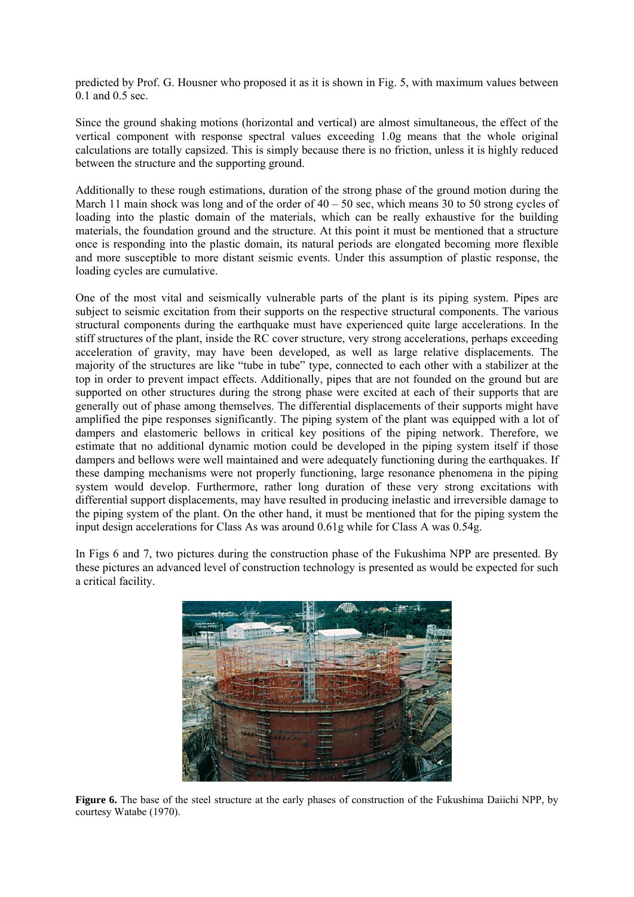predicted by Prof. G. Housner who proposed it as it is shown in Fig. 5, with maximum values between 0.1 and 0.5 sec.

Since the ground shaking motions (horizontal and vertical) are almost simultaneous, the effect of the vertical component with response spectral values exceeding 1.0g means that the whole original calculations are totally capsized. This is simply because there is no friction, unless it is highly reduced between the structure and the supporting ground.

Additionally to these rough estimations, duration of the strong phase of the ground motion during the March 11 main shock was long and of the order of 40 – 50 sec, which means 30 to 50 strong cycles of loading into the plastic domain of the materials, which can be really exhaustive for the building materials, the foundation ground and the structure. At this point it must be mentioned that a structure once is responding into the plastic domain, its natural periods are elongated becoming more flexible and more susceptible to more distant seismic events. Under this assumption of plastic response, the loading cycles are cumulative.

One of the most vital and seismically vulnerable parts of the plant is its piping system. Pipes are subject to seismic excitation from their supports on the respective structural components. The various structural components during the earthquake must have experienced quite large accelerations. In the stiff structures of the plant, inside the RC cover structure, very strong accelerations, perhaps exceeding acceleration of gravity, may have been developed, as well as large relative displacements. The majority of the structures are like "tube in tube" type, connected to each other with a stabilizer at the top in order to prevent impact effects. Additionally, pipes that are not founded on the ground but are supported on other structures during the strong phase were excited at each of their supports that are generally out of phase among themselves. The differential displacements of their supports might have amplified the pipe responses significantly. The piping system of the plant was equipped with a lot of dampers and elastomeric bellows in critical key positions of the piping network. Therefore, we estimate that no additional dynamic motion could be developed in the piping system itself if those dampers and bellows were well maintained and were adequately functioning during the earthquakes. If these damping mechanisms were not properly functioning, large resonance phenomena in the piping system would develop. Furthermore, rather long duration of these very strong excitations with differential support displacements, may have resulted in producing inelastic and irreversible damage to the piping system of the plant. On the other hand, it must be mentioned that for the piping system the input design accelerations for Class As was around 0.61g while for Class A was 0.54g.

In Figs 6 and 7, two pictures during the construction phase of the Fukushima NPP are presented. By these pictures an advanced level of construction technology is presented as would be expected for such a critical facility.

**Figure 6.** The base of the steel structure at the early phases of construction of the Fukushima Daiichi NPP, by courtesy Watabe (1970).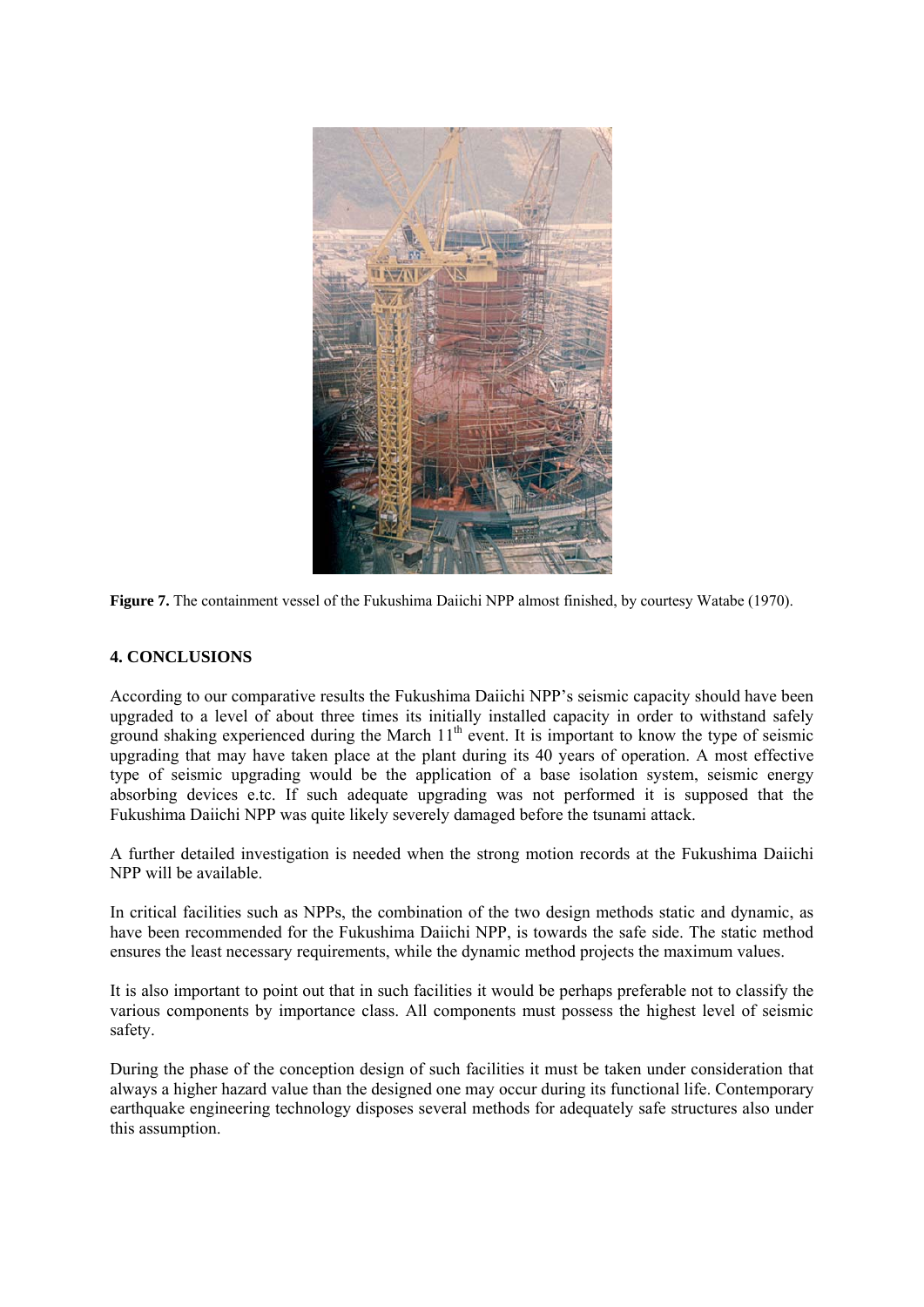**Figure 7.** The containment vessel of the Fukushima Daiichi NPP almost finished, by courtesy Watabe (1970).

## 4. CONCLUSIONS

According to our comparative results the Fukushima Daiichi NPP's seismic capacity should have been upgraded to a level of about three times its initially installed capacity in order to withstand safely ground shaking experienced during the March 11th event. It is important to know the type of seismic upgrading that may have taken place at the plant during its 40 years of operation. A most effective type of seismic upgrading would be the application of a base isolation system, seismic energy absorbing devices e.tc. If such adequate upgrading was not performed it is supposed that the Fukushima Daiichi NPP was quite likely severely damaged before the tsunami attack.

A further detailed investigation is needed when the strong motion records at the Fukushima Daiichi NPP will be available.

In critical facilities such as NPPs, the combination of the two design methods static and dynamic, as have been recommended for the Fukushima Daiichi NPP, is towards the safe side. The static method ensures the least necessary requirements, while the dynamic method projects the maximum values.

It is also important to point out that in such facilities it would be perhaps preferable not to classify the various components by importance class. All components must possess the highest level of seismic safety.

During the phase of the conception design of such facilities it must be taken under consideration that always a higher hazard value than the designed one may occur during its functional life. Contemporary earthquake engineering technology disposes several methods for adequately safe structures also under this assumption.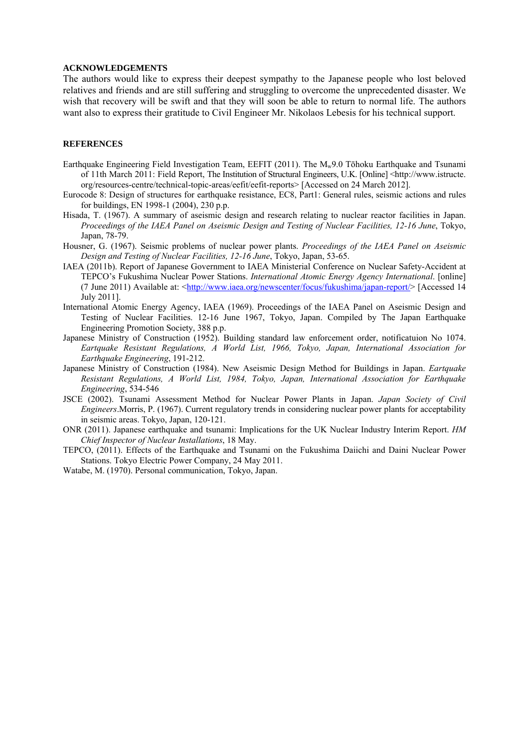## ACKNOWLEDGEMENTS

The authors would like to express their deepest sympathy to the Japanese people who lost beloved relatives and friends and are still suffering and struggling to overcome the unprecedented disaster. We wish that recovery will be swift and that they will soon be able to return to normal life. The authors want also to express their gratitude to Civil Engineer Mr. Nikolaos Lebesis for his technical support.

## REFERENCES

Earthquake Engineering Field Investigation Team, EEFIT (2011). The $M_w$9.0 Tōhoku Earthquake and Tsunami of 11th March 2011: Field Report, The Institution of Structural Engineers, U.K. [Online] <http://www.istructe.org/resources-centre/technical-topic-areas/eefit/eefit-reports> [Accessed on 24 March 2012].

Eurocode 8: Design of structures for earthquake resistance, EC8, Part1: General rules, seismic actions and rules for buildings, EN 1998-1 (2004), 230 p.p.

Hisada, T. (1967). A summary of aseismic design and research relating to nuclear reactor facilities in Japan. *Proceedings of the IAEA Panel on Aseismic Design and Testing of Nuclear Facilities, 12-16 June*, Tokyo, Japan, 78-79.

Housner, G. (1967). Seismic problems of nuclear power plants. *Proceedings of the IAEA Panel on Aseismic Design and Testing of Nuclear Facilities, 12-16 June*, Tokyo, Japan, 53-65.

IAEA (2011b). Report of Japanese Government to IAEA Ministerial Conference on Nuclear Safety-Accident at TEPCO's Fukushima Nuclear Power Stations. *International Atomic Energy Agency International*. [online] (7 June 2011) Available at: <http://www.iaea.org/newscenter/focus/fukushima/japan-report/> [Accessed 14 July 2011].

International Atomic Energy Agency, IAEA (1969). Proceedings of the IAEA Panel on Aseismic Design and Testing of Nuclear Facilities. 12-16 June 1967, Tokyo, Japan. Compiled by The Japan Earthquake Engineering Promotion Society, 388 p.p.

Japanese Ministry of Construction (1952). Building standard law enforcement order, notificatuion No 1074. *Eartquake Resistant Regulations, A World List, 1966, Tokyo, Japan, International Association for Earthquake Engineering*, 191-212.

Japanese Ministry of Construction (1984). New Aseismic Design Method for Buildings in Japan. *Eartquake Resistant Regulations, A World List, 1984, Tokyo, Japan, International Association for Earthquake Engineering*, 534-546

JSCE (2002). Tsunami Assessment Method for Nuclear Power Plants in Japan. *Japan Society of Civil Engineers*.Morris, P. (1967). Current regulatory trends in considering nuclear power plants for acceptability in seismic areas. Tokyo, Japan, 120-121.

ONR (2011). Japanese earthquake and tsunami: Implications for the UK Nuclear Industry Interim Report. *HM Chief Inspector of Nuclear Installations*, 18 May.

TEPCO, (2011). Effects of the Earthquake and Tsunami on the Fukushima Daiichi and Daini Nuclear Power Stations. Tokyo Electric Power Company, 24 May 2011.

Watabe, M. (1970). Personal communication, Tokyo, Japan.